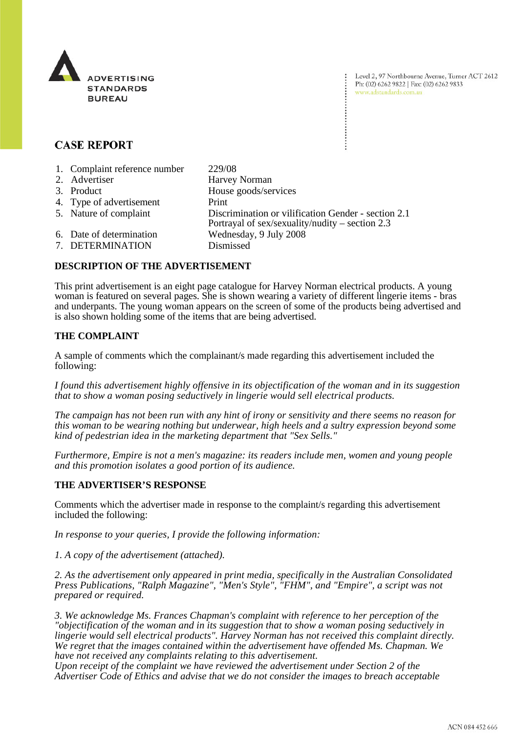ADVERTISING STANDARDS BUREAU

Level 2, 97 Northbourne Avenue, Turner ACT 2612
Ph: (02) 6262 9822 | Fax: (02) 6262 9833
www.adstandards.com.au

# CASE REPORT

| | |
|---|---|
| 1. Complaint reference number | 229/08 |
| 2. Advertiser | Harvey Norman |
| 3. Product | House goods/services |
| 4. Type of advertisement | Print |
| 5. Nature of complaint | Discrimination or vilification Gender - section 2.1<br>Portrayal of sex/sexuality/nudity – section 2.3 |
| 6. Date of determination | Wednesday, 9 July 2008 |
| 7. DETERMINATION | Dismissed |

## DESCRIPTION OF THE ADVERTISEMENT

This print advertisement is an eight page catalogue for Harvey Norman electrical products. A young woman is featured on several pages. She is shown wearing a variety of different lingerie items - bras and underpants. The young woman appears on the screen of some of the products being advertised and is also shown holding some of the items that are being advertised.

## THE COMPLAINT

A sample of comments which the complainant/s made regarding this advertisement included the following:

*I found this advertisement highly offensive in its objectification of the woman and in its suggestion that to show a woman posing seductively in lingerie would sell electrical products.*

*The campaign has not been run with any hint of irony or sensitivity and there seems no reason for this woman to be wearing nothing but underwear, high heels and a sultry expression beyond some kind of pedestrian idea in the marketing department that "Sex Sells."*

*Furthermore, Empire is not a men's magazine: its readers include men, women and young people and this promotion isolates a good portion of its audience.*

## THE ADVERTISER'S RESPONSE

Comments which the advertiser made in response to the complaint/s regarding this advertisement included the following:

*In response to your queries, I provide the following information:*

*1. A copy of the advertisement (attached).*

*2. As the advertisement only appeared in print media, specifically in the Australian Consolidated Press Publications, "Ralph Magazine", "Men's Style", "FHM", and "Empire", a script was not prepared or required.*

*3. We acknowledge Ms. Frances Chapman's complaint with reference to her perception of the "objectification of the woman and in its suggestion that to show a woman posing seductively in lingerie would sell electrical products". Harvey Norman has not received this complaint directly. We regret that the images contained within the advertisement have offended Ms. Chapman. We have not received any complaints relating to this advertisement.*
*Upon receipt of the complaint we have reviewed the advertisement under Section 2 of the Advertiser Code of Ethics and advise that we do not consider the images to breach acceptable*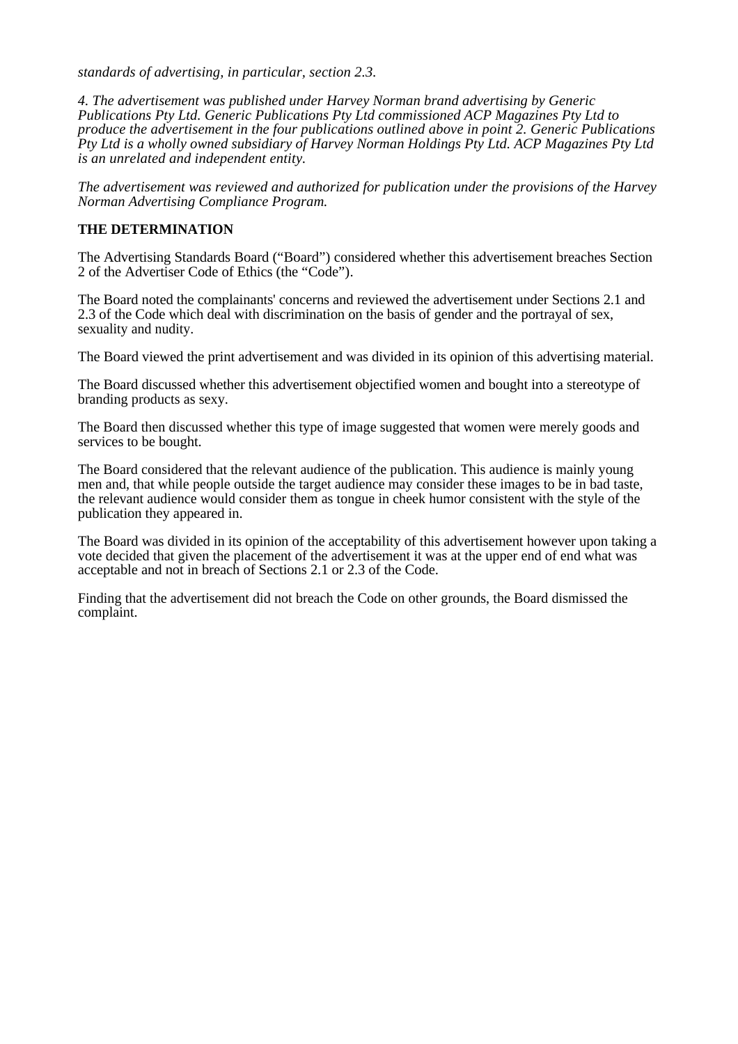*standards of advertising, in particular, section 2.3.*

*4. The advertisement was published under Harvey Norman brand advertising by Generic Publications Pty Ltd. Generic Publications Pty Ltd commissioned ACP Magazines Pty Ltd to produce the advertisement in the four publications outlined above in point 2. Generic Publications Pty Ltd is a wholly owned subsidiary of Harvey Norman Holdings Pty Ltd. ACP Magazines Pty Ltd is an unrelated and independent entity.*

*The advertisement was reviewed and authorized for publication under the provisions of the Harvey Norman Advertising Compliance Program.*

**THE DETERMINATION**

The Advertising Standards Board ("Board") considered whether this advertisement breaches Section 2 of the Advertiser Code of Ethics (the "Code").

The Board noted the complainants' concerns and reviewed the advertisement under Sections 2.1 and 2.3 of the Code which deal with discrimination on the basis of gender and the portrayal of sex, sexuality and nudity.

The Board viewed the print advertisement and was divided in its opinion of this advertising material.

The Board discussed whether this advertisement objectified women and bought into a stereotype of branding products as sexy.

The Board then discussed whether this type of image suggested that women were merely goods and services to be bought.

The Board considered that the relevant audience of the publication. This audience is mainly young men and, that while people outside the target audience may consider these images to be in bad taste, the relevant audience would consider them as tongue in cheek humor consistent with the style of the publication they appeared in.

The Board was divided in its opinion of the acceptability of this advertisement however upon taking a vote decided that given the placement of the advertisement it was at the upper end of end what was acceptable and not in breach of Sections 2.1 or 2.3 of the Code.

Finding that the advertisement did not breach the Code on other grounds, the Board dismissed the complaint.